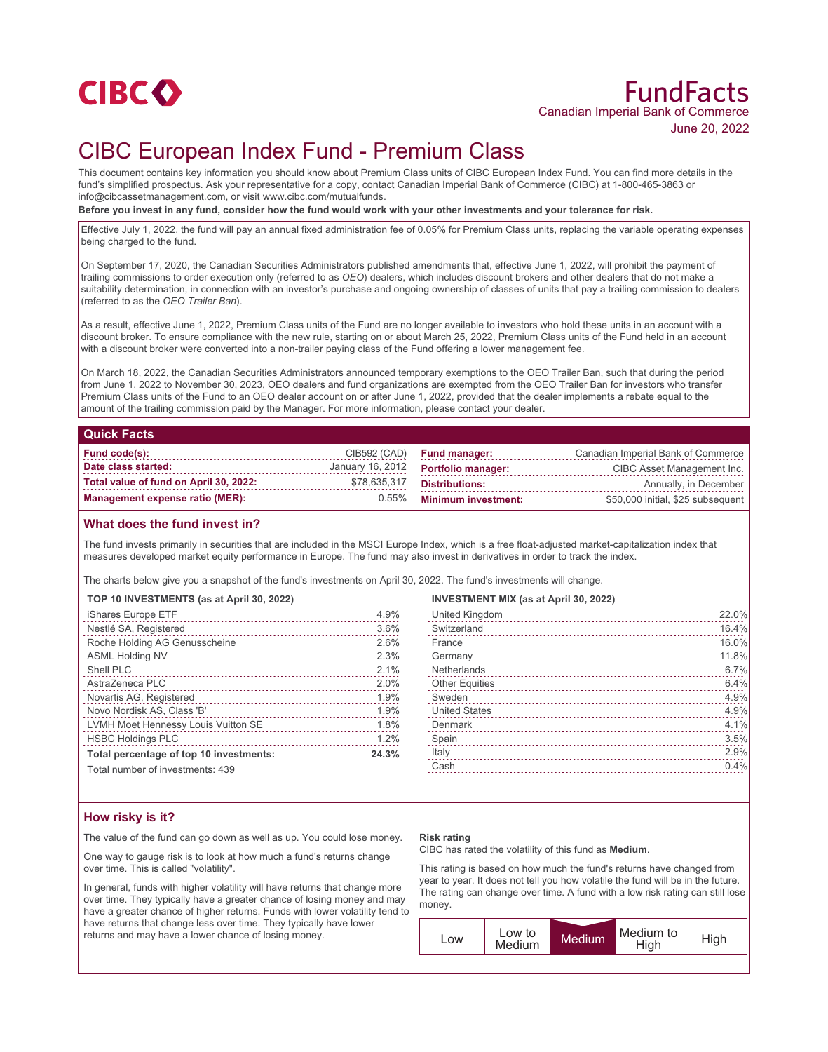CIBC

# FundFacts

Canadian Imperial Bank of Commerce

June 20, 2022

# CIBC European Index Fund - Premium Class

This document contains key information you should know about Premium Class units of CIBC European Index Fund. You can find more details in the fund's simplified prospectus. Ask your representative for a copy, contact Canadian Imperial Bank of Commerce (CIBC) at 1-800-465-3863 or info@cibcassetmanagement.com, or visit www.cibc.com/mutualfunds.

**Before you invest in any fund, consider how the fund would work with your other investments and your tolerance for risk.**

Effective July 1, 2022, the fund will pay an annual fixed administration fee of 0.05% for Premium Class units, replacing the variable operating expenses being charged to the fund.

On September 17, 2020, the Canadian Securities Administrators published amendments that, effective June 1, 2022, will prohibit the payment of trailing commissions to order execution only (referred to as *OEO*) dealers, which includes discount brokers and other dealers that do not make a suitability determination, in connection with an investor's purchase and ongoing ownership of classes of units that pay a trailing commission to dealers (referred to as the *OEO Trailer Ban*).

As a result, effective June 1, 2022, Premium Class units of the Fund are no longer available to investors who hold these units in an account with a discount broker. To ensure compliance with the new rule, starting on or about March 25, 2022, Premium Class units of the Fund held in an account with a discount broker were converted into a non-trailer paying class of the Fund offering a lower management fee.

On March 18, 2022, the Canadian Securities Administrators announced temporary exemptions to the OEO Trailer Ban, such that during the period from June 1, 2022 to November 30, 2023, OEO dealers and fund organizations are exempted from the OEO Trailer Ban for investors who transfer Premium Class units of the Fund to an OEO dealer account on or after June 1, 2022, provided that the dealer implements a rebate equal to the amount of the trailing commission paid by the Manager. For more information, please contact your dealer.

## Quick Facts

| | | | |
|---|---|---|---|
| **Fund code(s):** | CIB592 (CAD) | **Fund manager:** | Canadian Imperial Bank of Commerce |
| **Date class started:** | January 16, 2012 | **Portfolio manager:** | CIBC Asset Management Inc. |
| **Total value of fund on April 30, 2022:** | $78,635,317 | **Distributions:** | Annually, in December |
| **Management expense ratio (MER):** | 0.55% | **Minimum investment:** | $50,000 initial, $25 subsequent |

## What does the fund invest in?

The fund invests primarily in securities that are included in the MSCI Europe Index, which is a free float-adjusted market-capitalization index that measures developed market equity performance in Europe. The fund may also invest in derivatives in order to track the index.

The charts below give you a snapshot of the fund's investments on April 30, 2022. The fund's investments will change.

**TOP 10 INVESTMENTS (as at April 30, 2022)**

| Investment | % |
|---|---|
| iShares Europe ETF | 4.9% |
| Nestlé SA, Registered | 3.6% |
| Roche Holding AG Genusscheine | 2.6% |
| ASML Holding NV | 2.3% |
| Shell PLC | 2.1% |
| AstraZeneca PLC | 2.0% |
| Novartis AG, Registered | 1.9% |
| Novo Nordisk AS, Class 'B' | 1.9% |
| LVMH Moet Hennessy Louis Vuitton SE | 1.8% |
| HSBC Holdings PLC | 1.2% |
| **Total percentage of top 10 investments:** | **24.3%** |

Total number of investments: 439

**INVESTMENT MIX (as at April 30, 2022)**

| Region | % |
|---|---|
| United Kingdom | 22.0% |
| Switzerland | 16.4% |
| France | 16.0% |
| Germany | 11.8% |
| Netherlands | 6.7% |
| Other Equities | 6.4% |
| Sweden | 4.9% |
| United States | 4.9% |
| Denmark | 4.1% |
| Spain | 3.5% |
| Italy | 2.9% |
| Cash | 0.4% |

## How risky is it?

The value of the fund can go down as well as up. You could lose money.

One way to gauge risk is to look at how much a fund's returns change over time. This is called "volatility".

In general, funds with higher volatility will have returns that change more over time. They typically have a greater chance of losing money and may have a greater chance of higher returns. Funds with lower volatility tend to have returns that change less over time. They typically have lower returns and may have a lower chance of losing money.

**Risk rating**

CIBC has rated the volatility of this fund as **Medium**.

This rating is based on how much the fund's returns have changed from year to year. It does not tell you how volatile the fund will be in the future. The rating can change over time. A fund with a low risk rating can still lose money.

| Low | Low to Medium | **Medium** | Medium to High | High |
|---|---|---|---|---|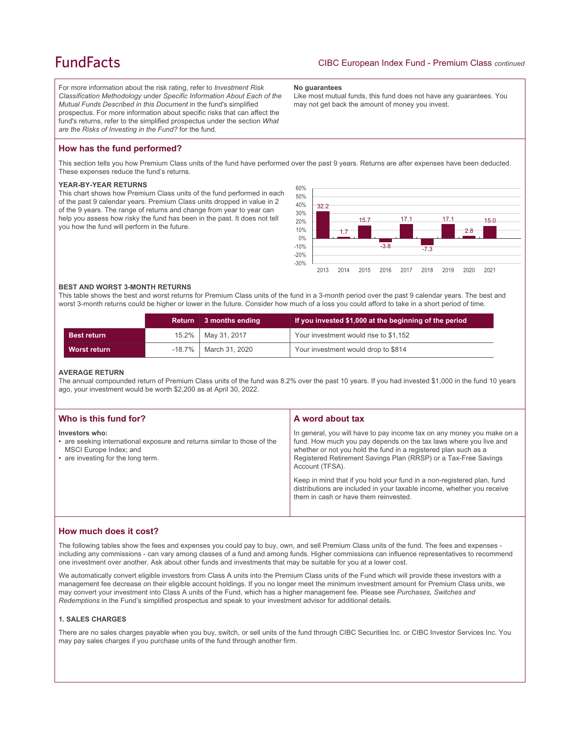For more information about the risk rating, refer to *Investment Risk Classification Methodology* under *Specific Information About Each of the Mutual Funds Described in this Document* in the fund's simplified prospectus. For more information about specific risks that can affect the fund's returns, refer to the simplified prospectus under the section *What are the Risks of Investing in the Fund?* for the fund.

**No guarantees**

Like most mutual funds, this fund does not have any guarantees. You may not get back the amount of money you invest.

## How has the fund performed?

This section tells you how Premium Class units of the fund have performed over the past 9 years. Returns are after expenses have been deducted. These expenses reduce the fund's returns.

### YEAR-BY-YEAR RETURNS

This chart shows how Premium Class units of the fund performed in each of the past 9 calendar years. Premium Class units dropped in value in 2 of the 9 years. The range of returns and change from year to year can help you assess how risky the fund has been in the past. It does not tell you how the fund will perform in the future.

| Year | 2013 | 2014 | 2015 | 2016 | 2017 | 2018 | 2019 | 2020 | 2021 |
|---|---|---|---|---|---|---|---|---|---|
| Return (%) | 32.2 | 1.7 | 15.7 | -3.8 | 17.1 | -7.3 | 17.1 | 2.8 | 15.0 |

### BEST AND WORST 3-MONTH RETURNS

This table shows the best and worst returns for Premium Class units of the fund in a 3-month period over the past 9 calendar years. The best and worst 3-month returns could be higher or lower in the future. Consider how much of a loss you could afford to take in a short period of time.

| | Return | 3 months ending | If you invested $1,000 at the beginning of the period |
|---|---|---|---|
| **Best return** | 15.2% | May 31, 2017 | Your investment would rise to $1,152 |
| **Worst return** | -18.7% | March 31, 2020 | Your investment would drop to $814 |

### AVERAGE RETURN

The annual compounded return of Premium Class units of the fund was 8.2% over the past 10 years. If you had invested $1,000 in the fund 10 years ago, your investment would be worth $2,200 as at April 30, 2022.

## Who is this fund for?

**Investors who:**

- are seeking international exposure and returns similar to those of the MSCI Europe Index; and
- are investing for the long term.

## A word about tax

In general, you will have to pay income tax on any money you make on a fund. How much you pay depends on the tax laws where you live and whether or not you hold the fund in a registered plan such as a Registered Retirement Savings Plan (RRSP) or a Tax-Free Savings Account (TFSA).

Keep in mind that if you hold your fund in a non-registered plan, fund distributions are included in your taxable income, whether you receive them in cash or have them reinvested.

## How much does it cost?

The following tables show the fees and expenses you could pay to buy, own, and sell Premium Class units of the fund. The fees and expenses - including any commissions - can vary among classes of a fund and among funds. Higher commissions can influence representatives to recommend one investment over another. Ask about other funds and investments that may be suitable for you at a lower cost.

We automatically convert eligible investors from Class A units into the Premium Class units of the Fund which will provide these investors with a management fee decrease on their eligible account holdings. If you no longer meet the minimum investment amount for Premium Class units, we may convert your investment into Class A units of the Fund, which has a higher management fee. Please see *Purchases, Switches and Redemptions* in the Fund's simplified prospectus and speak to your investment advisor for additional details.

### 1. SALES CHARGES

There are no sales charges payable when you buy, switch, or sell units of the fund through CIBC Securities Inc. or CIBC Investor Services Inc. You may pay sales charges if you purchase units of the fund through another firm.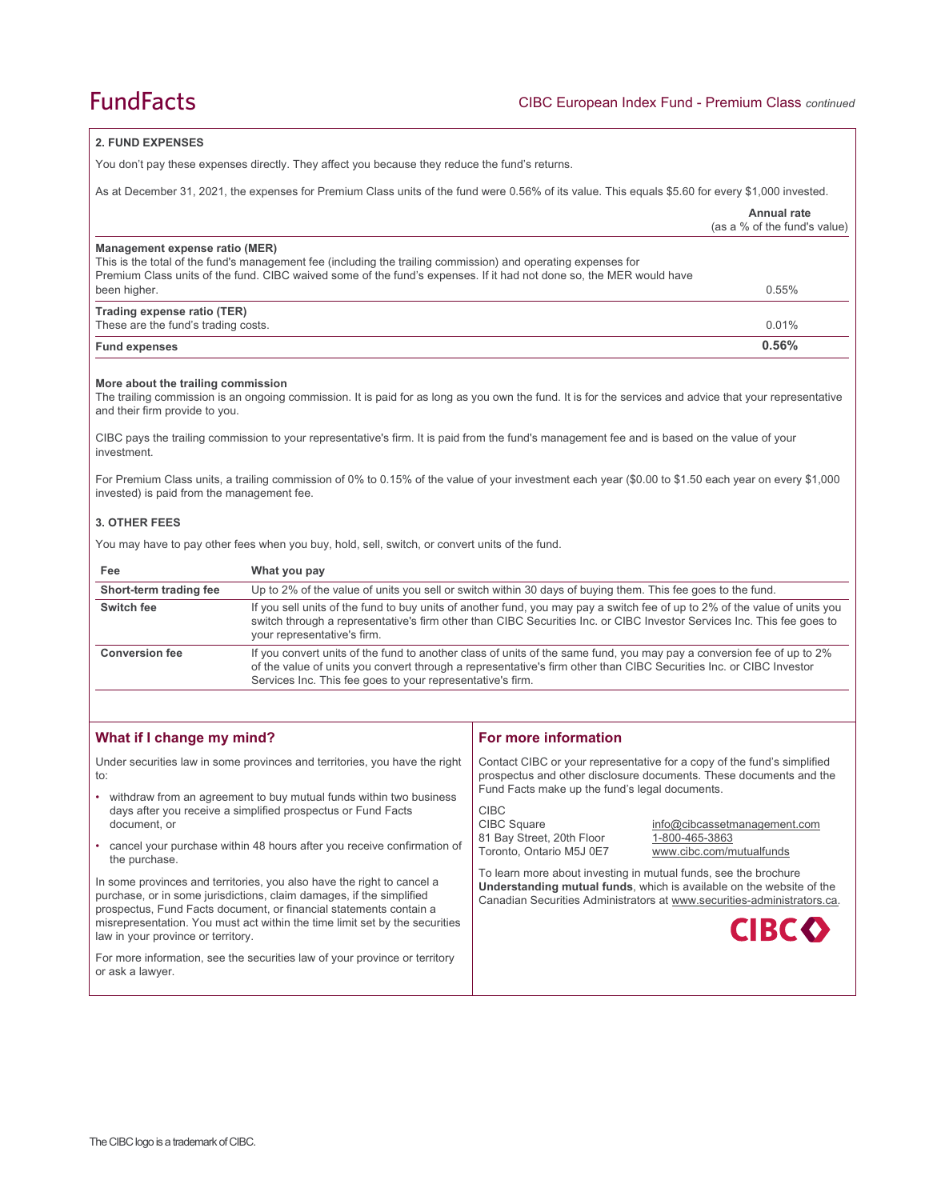## 2. FUND EXPENSES

You don't pay these expenses directly. They affect you because they reduce the fund's returns.

As at December 31, 2021, the expenses for Premium Class units of the fund were 0.56% of its value. This equals $5.60 for every $1,000 invested.

| | Annual rate (as a % of the fund's value) |
|---|---|
| **Management expense ratio (MER)** This is the total of the fund's management fee (including the trailing commission) and operating expenses for Premium Class units of the fund. CIBC waived some of the fund's expenses. If it had not done so, the MER would have been higher. | 0.55% |
| **Trading expense ratio (TER)** These are the fund's trading costs. | 0.01% |
| **Fund expenses** | **0.56%** |

**More about the trailing commission**

The trailing commission is an ongoing commission. It is paid for as long as you own the fund. It is for the services and advice that your representative and their firm provide to you.

CIBC pays the trailing commission to your representative's firm. It is paid from the fund's management fee and is based on the value of your investment.

For Premium Class units, a trailing commission of 0% to 0.15% of the value of your investment each year ($0.00 to $1.50 each year on every $1,000 invested) is paid from the management fee.

## 3. OTHER FEES

You may have to pay other fees when you buy, hold, sell, switch, or convert units of the fund.

| Fee | What you pay |
|---|---|
| **Short-term trading fee** | Up to 2% of the value of units you sell or switch within 30 days of buying them. This fee goes to the fund. |
| **Switch fee** | If you sell units of the fund to buy units of another fund, you may pay a switch fee of up to 2% of the value of units you switch through a representative's firm other than CIBC Securities Inc. or CIBC Investor Services Inc. This fee goes to your representative's firm. |
| **Conversion fee** | If you convert units of the fund to another class of units of the same fund, you may pay a conversion fee of up to 2% of the value of units you convert through a representative's firm other than CIBC Securities Inc. or CIBC Investor Services Inc. This fee goes to your representative's firm. |

## What if I change my mind?

Under securities law in some provinces and territories, you have the right to:

- withdraw from an agreement to buy mutual funds within two business days after you receive a simplified prospectus or Fund Facts document, or
- cancel your purchase within 48 hours after you receive confirmation of the purchase.

In some provinces and territories, you also have the right to cancel a purchase, or in some jurisdictions, claim damages, if the simplified prospectus, Fund Facts document, or financial statements contain a misrepresentation. You must act within the time limit set by the securities law in your province or territory.

For more information, see the securities law of your province or territory or ask a lawyer.

## For more information

Contact CIBC or your representative for a copy of the fund's simplified prospectus and other disclosure documents. These documents and the Fund Facts make up the fund's legal documents.

CIBC
CIBC Square
81 Bay Street, 20th Floor
Toronto, Ontario M5J 0E7

info@cibcassetmanagement.com
1-800-465-3863
www.cibc.com/mutualfunds

To learn more about investing in mutual funds, see the brochure **Understanding mutual funds**, which is available on the website of the Canadian Securities Administrators at www.securities-administrators.ca.

CIBC

The CIBC logo is a trademark of CIBC.